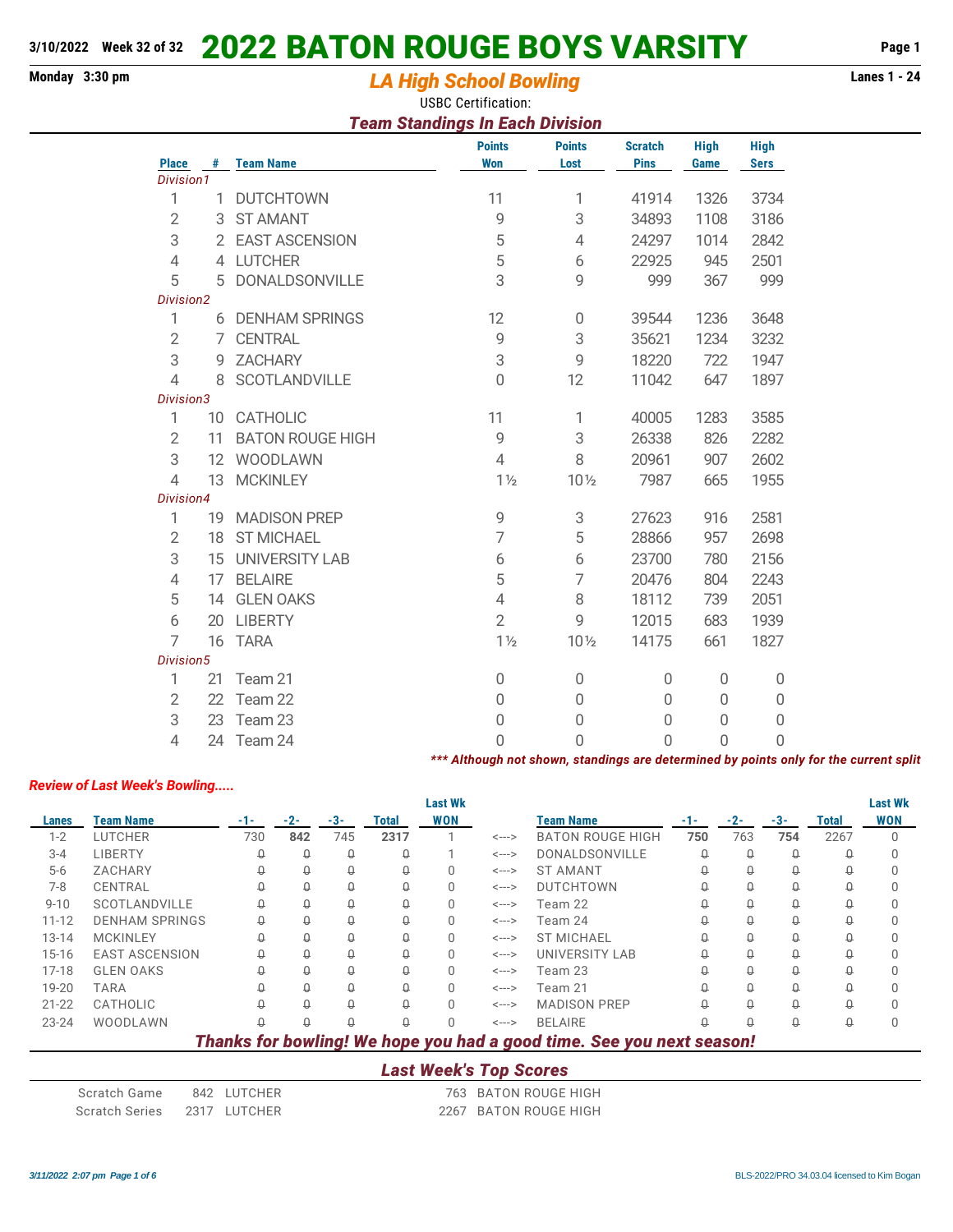3/10/2022 Week 32 of 32

# 2022 BATON ROUGE BOYS VARSITY

Monday 3:30 pm

## LA High School Bowling

Lanes 1 - 24

USBC Certification:

### Team Standings In Each Division

| Place | # | Team Name | Points Won | Points Lost | Scratch Pins | High Game | High Sers |
|---|---|---|---|---|---|---|---|
| *Division1* | | | | | | | |
| 1 | 1 | DUTCHTOWN | 11 | 1 | 41914 | 1326 | 3734 |
| 2 | 3 | ST AMANT | 9 | 3 | 34893 | 1108 | 3186 |
| 3 | 2 | EAST ASCENSION | 5 | 4 | 24297 | 1014 | 2842 |
| 4 | 4 | LUTCHER | 5 | 6 | 22925 | 945 | 2501 |
| 5 | 5 | DONALDSONVILLE | 3 | 9 | 999 | 367 | 999 |
| *Division2* | | | | | | | |
| 1 | 6 | DENHAM SPRINGS | 12 | 0 | 39544 | 1236 | 3648 |
| 2 | 7 | CENTRAL | 9 | 3 | 35621 | 1234 | 3232 |
| 3 | 9 | ZACHARY | 3 | 9 | 18220 | 722 | 1947 |
| 4 | 8 | SCOTLANDVILLE | 0 | 12 | 11042 | 647 | 1897 |
| *Division3* | | | | | | | |
| 1 | 10 | CATHOLIC | 11 | 1 | 40005 | 1283 | 3585 |
| 2 | 11 | BATON ROUGE HIGH | 9 | 3 | 26338 | 826 | 2282 |
| 3 | 12 | WOODLAWN | 4 | 8 | 20961 | 907 | 2602 |
| 4 | 13 | MCKINLEY | 1½ | 10½ | 7987 | 665 | 1955 |
| *Division4* | | | | | | | |
| 1 | 19 | MADISON PREP | 9 | 3 | 27623 | 916 | 2581 |
| 2 | 18 | ST MICHAEL | 7 | 5 | 28866 | 957 | 2698 |
| 3 | 15 | UNIVERSITY LAB | 6 | 6 | 23700 | 780 | 2156 |
| 4 | 17 | BELAIRE | 5 | 7 | 20476 | 804 | 2243 |
| 5 | 14 | GLEN OAKS | 4 | 8 | 18112 | 739 | 2051 |
| 6 | 20 | LIBERTY | 2 | 9 | 12015 | 683 | 1939 |
| 7 | 16 | TARA | 1½ | 10½ | 14175 | 661 | 1827 |
| *Division5* | | | | | | | |
| 1 | 21 | Team 21 | 0 | 0 | 0 | 0 | 0 |
| 2 | 22 | Team 22 | 0 | 0 | 0 | 0 | 0 |
| 3 | 23 | Team 23 | 0 | 0 | 0 | 0 | 0 |
| 4 | 24 | Team 24 | 0 | 0 | 0 | 0 | 0 |

***\*\*\* Although not shown, standings are determined by points only for the current split***

***Review of Last Week's Bowling.....***

| Lanes | Team Name | -1- | -2- | -3- | Total | Last Wk WON | | Team Name | -1- | -2- | -3- | Total | Last Wk WON |
|---|---|---|---|---|---|---|---|---|---|---|---|---|---|
| 1-2 | LUTCHER | 730 | **842** | 745 | **2317** | 1 | <---> | BATON ROUGE HIGH | **750** | 763 | **754** | 2267 | 0 |
| 3-4 | LIBERTY | 0 | 0 | 0 | 0 | 1 | <---> | DONALDSONVILLE | 0 | 0 | 0 | 0 | 0 |
| 5-6 | ZACHARY | 0 | 0 | 0 | 0 | 0 | <---> | ST AMANT | 0 | 0 | 0 | 0 | 0 |
| 7-8 | CENTRAL | 0 | 0 | 0 | 0 | 0 | <---> | DUTCHTOWN | 0 | 0 | 0 | 0 | 0 |
| 9-10 | SCOTLANDVILLE | 0 | 0 | 0 | 0 | 0 | <---> | Team 22 | 0 | 0 | 0 | 0 | 0 |
| 11-12 | DENHAM SPRINGS | 0 | 0 | 0 | 0 | 0 | <---> | Team 24 | 0 | 0 | 0 | 0 | 0 |
| 13-14 | MCKINLEY | 0 | 0 | 0 | 0 | 0 | <---> | ST MICHAEL | 0 | 0 | 0 | 0 | 0 |
| 15-16 | EAST ASCENSION | 0 | 0 | 0 | 0 | 0 | <---> | UNIVERSITY LAB | 0 | 0 | 0 | 0 | 0 |
| 17-18 | GLEN OAKS | 0 | 0 | 0 | 0 | 0 | <---> | Team 23 | 0 | 0 | 0 | 0 | 0 |
| 19-20 | TARA | 0 | 0 | 0 | 0 | 0 | <---> | Team 21 | 0 | 0 | 0 | 0 | 0 |
| 21-22 | CATHOLIC | 0 | 0 | 0 | 0 | 0 | <---> | MADISON PREP | 0 | 0 | 0 | 0 | 0 |
| 23-24 | WOODLAWN | 0 | 0 | 0 | 0 | 0 | <---> | BELAIRE | 0 | 0 | 0 | 0 | 0 |

***Thanks for bowling! We hope you had a good time. See you next season!***

### Last Week's Top Scores

| | | | | |
|---|---|---|---|---|
| Scratch Game | 842 | LUTCHER | 763 | BATON ROUGE HIGH |
| Scratch Series | 2317 | LUTCHER | 2267 | BATON ROUGE HIGH |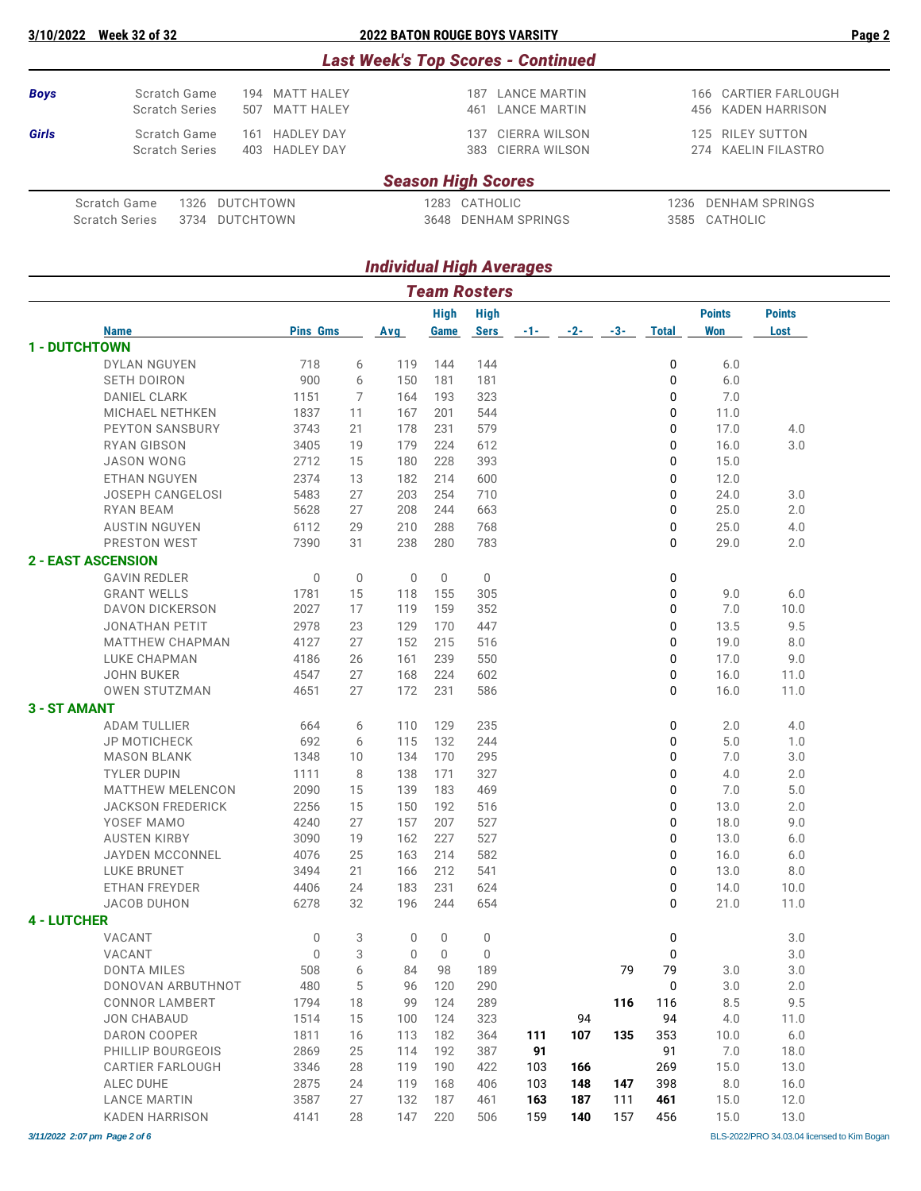## *Last Week's Top Scores - Continued*

| | | | | |
|---|---|---|---|---|
| ***Boys*** | Scratch Game | 194 MATT HALEY | 187 LANCE MARTIN | 166 CARTIER FARLOUGH |
| | Scratch Series | 507 MATT HALEY | 461 LANCE MARTIN | 456 KADEN HARRISON |
| ***Girls*** | Scratch Game | 161 HADLEY DAY | 137 CIERRA WILSON | 125 RILEY SUTTON |
| | Scratch Series | 403 HADLEY DAY | 383 CIERRA WILSON | 274 KAELIN FILASTRO |

## *Season High Scores*

| | | | |
|---|---|---|---|
| Scratch Game | 1326 DUTCHTOWN | 1283 CATHOLIC | 1236 DENHAM SPRINGS |
| Scratch Series | 3734 DUTCHTOWN | 3648 DENHAM SPRINGS | 3585 CATHOLIC |

## *Individual High Averages*

## *Team Rosters*

| Name | Pins | Gms | Avg | High Game | High Sers | -1- | -2- | -3- | Total | Points Won | Points Lost |
|---|---|---|---|---|---|---|---|---|---|---|---|
| **1 - DUTCHTOWN** | | | | | | | | | | | |
| DYLAN NGUYEN | 718 | 6 | 119 | 144 | 144 | | | | 0 | 6.0 | |
| SETH DOIRON | 900 | 6 | 150 | 181 | 181 | | | | 0 | 6.0 | |
| DANIEL CLARK | 1151 | 7 | 164 | 193 | 323 | | | | 0 | 7.0 | |
| MICHAEL NETHKEN | 1837 | 11 | 167 | 201 | 544 | | | | 0 | 11.0 | |
| PEYTON SANSBURY | 3743 | 21 | 178 | 231 | 579 | | | | 0 | 17.0 | 4.0 |
| RYAN GIBSON | 3405 | 19 | 179 | 224 | 612 | | | | 0 | 16.0 | 3.0 |
| JASON WONG | 2712 | 15 | 180 | 228 | 393 | | | | 0 | 15.0 | |
| ETHAN NGUYEN | 2374 | 13 | 182 | 214 | 600 | | | | 0 | 12.0 | |
| JOSEPH CANGELOSI | 5483 | 27 | 203 | 254 | 710 | | | | 0 | 24.0 | 3.0 |
| RYAN BEAM | 5628 | 27 | 208 | 244 | 663 | | | | 0 | 25.0 | 2.0 |
| AUSTIN NGUYEN | 6112 | 29 | 210 | 288 | 768 | | | | 0 | 25.0 | 4.0 |
| PRESTON WEST | 7390 | 31 | 238 | 280 | 783 | | | | 0 | 29.0 | 2.0 |
| **2 - EAST ASCENSION** | | | | | | | | | | | |
| GAVIN REDLER | 0 | 0 | 0 | 0 | 0 | | | | 0 | | |
| GRANT WELLS | 1781 | 15 | 118 | 155 | 305 | | | | 0 | 9.0 | 6.0 |
| DAVON DICKERSON | 2027 | 17 | 119 | 159 | 352 | | | | 0 | 7.0 | 10.0 |
| JONATHAN PETIT | 2978 | 23 | 129 | 170 | 447 | | | | 0 | 13.5 | 9.5 |
| MATTHEW CHAPMAN | 4127 | 27 | 152 | 215 | 516 | | | | 0 | 19.0 | 8.0 |
| LUKE CHAPMAN | 4186 | 26 | 161 | 239 | 550 | | | | 0 | 17.0 | 9.0 |
| JOHN BUKER | 4547 | 27 | 168 | 224 | 602 | | | | 0 | 16.0 | 11.0 |
| OWEN STUTZMAN | 4651 | 27 | 172 | 231 | 586 | | | | 0 | 16.0 | 11.0 |
| **3 - ST AMANT** | | | | | | | | | | | |
| ADAM TULLIER | 664 | 6 | 110 | 129 | 235 | | | | 0 | 2.0 | 4.0 |
| JP MOTICHECK | 692 | 6 | 115 | 132 | 244 | | | | 0 | 5.0 | 1.0 |
| MASON BLANK | 1348 | 10 | 134 | 170 | 295 | | | | 0 | 7.0 | 3.0 |
| TYLER DUPIN | 1111 | 8 | 138 | 171 | 327 | | | | 0 | 4.0 | 2.0 |
| MATTHEW MELENCON | 2090 | 15 | 139 | 183 | 469 | | | | 0 | 7.0 | 5.0 |
| JACKSON FREDERICK | 2256 | 15 | 150 | 192 | 516 | | | | 0 | 13.0 | 2.0 |
| YOSEF MAMO | 4240 | 27 | 157 | 207 | 527 | | | | 0 | 18.0 | 9.0 |
| AUSTEN KIRBY | 3090 | 19 | 162 | 227 | 527 | | | | 0 | 13.0 | 6.0 |
| JAYDEN MCCONNEL | 4076 | 25 | 163 | 214 | 582 | | | | 0 | 16.0 | 6.0 |
| LUKE BRUNET | 3494 | 21 | 166 | 212 | 541 | | | | 0 | 13.0 | 8.0 |
| ETHAN FREYDER | 4406 | 24 | 183 | 231 | 624 | | | | 0 | 14.0 | 10.0 |
| JACOB DUHON | 6278 | 32 | 196 | 244 | 654 | | | | 0 | 21.0 | 11.0 |
| **4 - LUTCHER** | | | | | | | | | | | |
| VACANT | 0 | 3 | 0 | 0 | 0 | | | | 0 | | 3.0 |
| VACANT | 0 | 3 | 0 | 0 | 0 | | | | 0 | | 3.0 |
| DONTA MILES | 508 | 6 | 84 | 98 | 189 | | | 79 | 79 | 3.0 | 3.0 |
| DONOVAN ARBUTHNOT | 480 | 5 | 96 | 120 | 290 | | | | 0 | 3.0 | 2.0 |
| CONNOR LAMBERT | 1794 | 18 | 99 | 124 | 289 | | | **116** | 116 | 8.5 | 9.5 |
| JON CHABAUD | 1514 | 15 | 100 | 124 | 323 | | 94 | | 94 | 4.0 | 11.0 |
| DARON COOPER | 1811 | 16 | 113 | 182 | 364 | **111** | **107** | **135** | 353 | 10.0 | 6.0 |
| PHILLIP BOURGEOIS | 2869 | 25 | 114 | 192 | 387 | **91** | | | 91 | 7.0 | 18.0 |
| CARTIER FARLOUGH | 3346 | 28 | 119 | 190 | 422 | 103 | **166** | | 269 | 15.0 | 13.0 |
| ALEC DUHE | 2875 | 24 | 119 | 168 | 406 | 103 | **148** | **147** | 398 | 8.0 | 16.0 |
| LANCE MARTIN | 3587 | 27 | 132 | 187 | 461 | **163** | **187** | 111 | **461** | 15.0 | 12.0 |
| KADEN HARRISON | 4141 | 28 | 147 | 220 | 506 | 159 | **140** | 157 | 456 | 15.0 | 13.0 |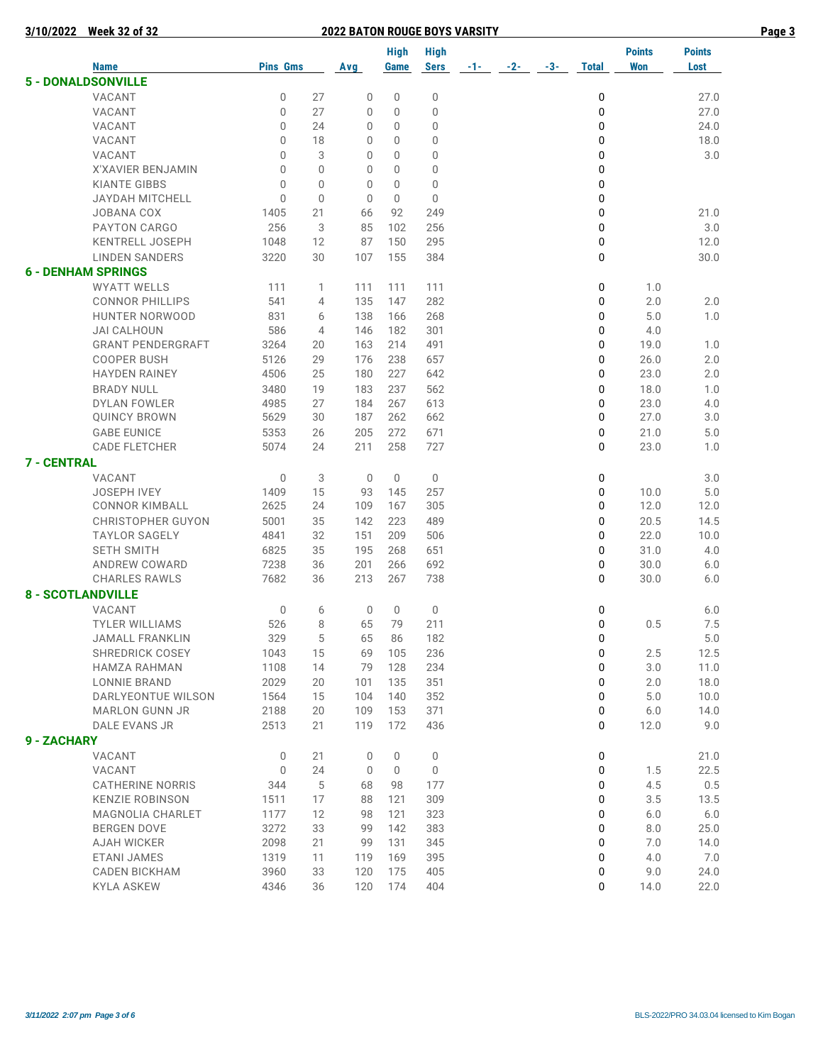## 2022 BATON ROUGE BOYS VARSITY

3/10/2022 Week 32 of 32

| Name | Pins | Gms | Avg | High Game | High Sers | -1- | -2- | -3- | Total | Points Won | Points Lost |
|---|---|---|---|---|---|---|---|---|---|---|---|
| **5 - DONALDSONVILLE** | | | | | | | | | | | |
| VACANT | 0 | 27 | 0 | 0 | 0 | | | | 0 | | 27.0 |
| VACANT | 0 | 27 | 0 | 0 | 0 | | | | 0 | | 27.0 |
| VACANT | 0 | 24 | 0 | 0 | 0 | | | | 0 | | 24.0 |
| VACANT | 0 | 18 | 0 | 0 | 0 | | | | 0 | | 18.0 |
| VACANT | 0 | 3 | 0 | 0 | 0 | | | | 0 | | 3.0 |
| X'XAVIER BENJAMIN | 0 | 0 | 0 | 0 | 0 | | | | 0 | | |
| KIANTE GIBBS | 0 | 0 | 0 | 0 | 0 | | | | 0 | | |
| JAYDAH MITCHELL | 0 | 0 | 0 | 0 | 0 | | | | 0 | | |
| JOBANA COX | 1405 | 21 | 66 | 92 | 249 | | | | 0 | | 21.0 |
| PAYTON CARGO | 256 | 3 | 85 | 102 | 256 | | | | 0 | | 3.0 |
| KENTRELL JOSEPH | 1048 | 12 | 87 | 150 | 295 | | | | 0 | | 12.0 |
| LINDEN SANDERS | 3220 | 30 | 107 | 155 | 384 | | | | 0 | | 30.0 |
| **6 - DENHAM SPRINGS** | | | | | | | | | | | |
| WYATT WELLS | 111 | 1 | 111 | 111 | 111 | | | | 0 | 1.0 | |
| CONNOR PHILLIPS | 541 | 4 | 135 | 147 | 282 | | | | 0 | 2.0 | 2.0 |
| HUNTER NORWOOD | 831 | 6 | 138 | 166 | 268 | | | | 0 | 5.0 | 1.0 |
| JAI CALHOUN | 586 | 4 | 146 | 182 | 301 | | | | 0 | 4.0 | |
| GRANT PENDERGRAFT | 3264 | 20 | 163 | 214 | 491 | | | | 0 | 19.0 | 1.0 |
| COOPER BUSH | 5126 | 29 | 176 | 238 | 657 | | | | 0 | 26.0 | 2.0 |
| HAYDEN RAINEY | 4506 | 25 | 180 | 227 | 642 | | | | 0 | 23.0 | 2.0 |
| BRADY NULL | 3480 | 19 | 183 | 237 | 562 | | | | 0 | 18.0 | 1.0 |
| DYLAN FOWLER | 4985 | 27 | 184 | 267 | 613 | | | | 0 | 23.0 | 4.0 |
| QUINCY BROWN | 5629 | 30 | 187 | 262 | 662 | | | | 0 | 27.0 | 3.0 |
| GABE EUNICE | 5353 | 26 | 205 | 272 | 671 | | | | 0 | 21.0 | 5.0 |
| CADE FLETCHER | 5074 | 24 | 211 | 258 | 727 | | | | 0 | 23.0 | 1.0 |
| **7 - CENTRAL** | | | | | | | | | | | |
| VACANT | 0 | 3 | 0 | 0 | 0 | | | | 0 | | 3.0 |
| JOSEPH IVEY | 1409 | 15 | 93 | 145 | 257 | | | | 0 | 10.0 | 5.0 |
| CONNOR KIMBALL | 2625 | 24 | 109 | 167 | 305 | | | | 0 | 12.0 | 12.0 |
| CHRISTOPHER GUYON | 5001 | 35 | 142 | 223 | 489 | | | | 0 | 20.5 | 14.5 |
| TAYLOR SAGELY | 4841 | 32 | 151 | 209 | 506 | | | | 0 | 22.0 | 10.0 |
| SETH SMITH | 6825 | 35 | 195 | 268 | 651 | | | | 0 | 31.0 | 4.0 |
| ANDREW COWARD | 7238 | 36 | 201 | 266 | 692 | | | | 0 | 30.0 | 6.0 |
| CHARLES RAWLS | 7682 | 36 | 213 | 267 | 738 | | | | 0 | 30.0 | 6.0 |
| **8 - SCOTLANDVILLE** | | | | | | | | | | | |
| VACANT | 0 | 6 | 0 | 0 | 0 | | | | 0 | | 6.0 |
| TYLER WILLIAMS | 526 | 8 | 65 | 79 | 211 | | | | 0 | 0.5 | 7.5 |
| JAMALL FRANKLIN | 329 | 5 | 65 | 86 | 182 | | | | 0 | | 5.0 |
| SHREDRICK COSEY | 1043 | 15 | 69 | 105 | 236 | | | | 0 | 2.5 | 12.5 |
| HAMZA RAHMAN | 1108 | 14 | 79 | 128 | 234 | | | | 0 | 3.0 | 11.0 |
| LONNIE BRAND | 2029 | 20 | 101 | 135 | 351 | | | | 0 | 2.0 | 18.0 |
| DARLYEONTUE WILSON | 1564 | 15 | 104 | 140 | 352 | | | | 0 | 5.0 | 10.0 |
| MARLON GUNN JR | 2188 | 20 | 109 | 153 | 371 | | | | 0 | 6.0 | 14.0 |
| DALE EVANS JR | 2513 | 21 | 119 | 172 | 436 | | | | 0 | 12.0 | 9.0 |
| **9 - ZACHARY** | | | | | | | | | | | |
| VACANT | 0 | 21 | 0 | 0 | 0 | | | | 0 | | 21.0 |
| VACANT | 0 | 24 | 0 | 0 | 0 | | | | 0 | 1.5 | 22.5 |
| CATHERINE NORRIS | 344 | 5 | 68 | 98 | 177 | | | | 0 | 4.5 | 0.5 |
| KENZIE ROBINSON | 1511 | 17 | 88 | 121 | 309 | | | | 0 | 3.5 | 13.5 |
| MAGNOLIA CHARLET | 1177 | 12 | 98 | 121 | 323 | | | | 0 | 6.0 | 6.0 |
| BERGEN DOVE | 3272 | 33 | 99 | 142 | 383 | | | | 0 | 8.0 | 25.0 |
| AJAH WICKER | 2098 | 21 | 99 | 131 | 345 | | | | 0 | 7.0 | 14.0 |
| ETANI JAMES | 1319 | 11 | 119 | 169 | 395 | | | | 0 | 4.0 | 7.0 |
| CADEN BICKHAM | 3960 | 33 | 120 | 175 | 405 | | | | 0 | 9.0 | 24.0 |
| KYLA ASKEW | 4346 | 36 | 120 | 174 | 404 | | | | 0 | 14.0 | 22.0 |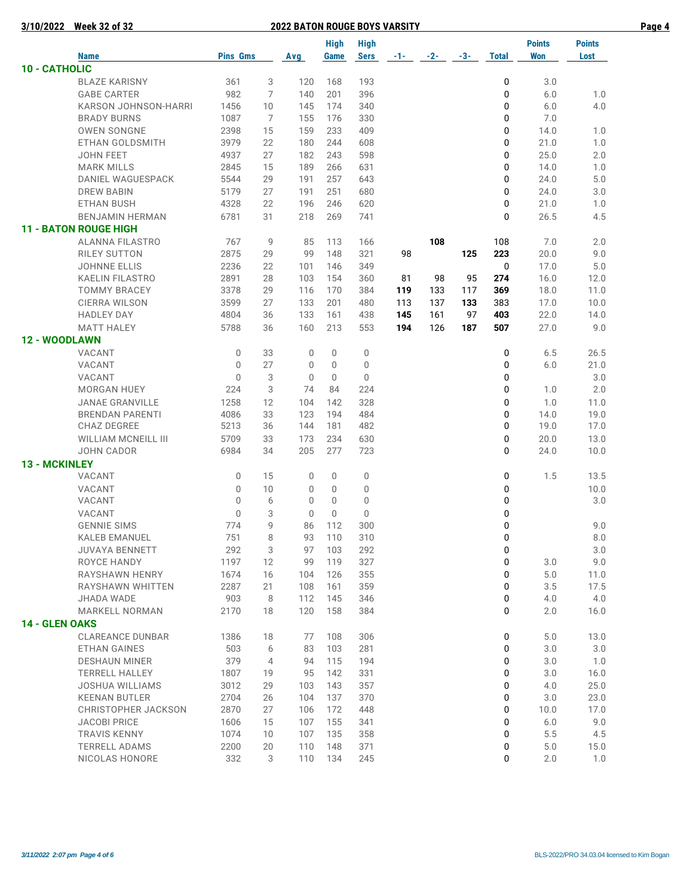**2022 BATON ROUGE BOYS VARSITY**

**3/10/2022 Week 32 of 32**

| Name | Pins | Gms | Avg | High Game | High Sers | -1- | -2- | -3- | Total | Points Won | Points Lost |
|---|---|---|---|---|---|---|---|---|---|---|---|
| **10 - CATHOLIC** | | | | | | | | | | | |
| BLAZE KARISNY | 361 | 3 | 120 | 168 | 193 | | | | 0 | 3.0 | |
| GABE CARTER | 982 | 7 | 140 | 201 | 396 | | | | 0 | 6.0 | 1.0 |
| KARSON JOHNSON-HARRI | 1456 | 10 | 145 | 174 | 340 | | | | 0 | 6.0 | 4.0 |
| BRADY BURNS | 1087 | 7 | 155 | 176 | 330 | | | | 0 | 7.0 | |
| OWEN SONGNE | 2398 | 15 | 159 | 233 | 409 | | | | 0 | 14.0 | 1.0 |
| ETHAN GOLDSMITH | 3979 | 22 | 180 | 244 | 608 | | | | 0 | 21.0 | 1.0 |
| JOHN FEET | 4937 | 27 | 182 | 243 | 598 | | | | 0 | 25.0 | 2.0 |
| MARK MILLS | 2845 | 15 | 189 | 266 | 631 | | | | 0 | 14.0 | 1.0 |
| DANIEL WAGUESPACK | 5544 | 29 | 191 | 257 | 643 | | | | 0 | 24.0 | 5.0 |
| DREW BABIN | 5179 | 27 | 191 | 251 | 680 | | | | 0 | 24.0 | 3.0 |
| ETHAN BUSH | 4328 | 22 | 196 | 246 | 620 | | | | 0 | 21.0 | 1.0 |
| BENJAMIN HERMAN | 6781 | 31 | 218 | 269 | 741 | | | | 0 | 26.5 | 4.5 |
| **11 - BATON ROUGE HIGH** | | | | | | | | | | | |
| ALANNA FILASTRO | 767 | 9 | 85 | 113 | 166 | | **108** | | 108 | 7.0 | 2.0 |
| RILEY SUTTON | 2875 | 29 | 99 | 148 | 321 | 98 | | **125** | **223** | 20.0 | 9.0 |
| JOHNNE ELLIS | 2236 | 22 | 101 | 146 | 349 | | | | 0 | 17.0 | 5.0 |
| KAELIN FILASTRO | 2891 | 28 | 103 | 154 | 360 | 81 | 98 | 95 | **274** | 16.0 | 12.0 |
| TOMMY BRACEY | 3378 | 29 | 116 | 170 | 384 | **119** | 133 | 117 | **369** | 18.0 | 11.0 |
| CIERRA WILSON | 3599 | 27 | 133 | 201 | 480 | 113 | 137 | **133** | 383 | 17.0 | 10.0 |
| HADLEY DAY | 4804 | 36 | 133 | 161 | 438 | **145** | 161 | 97 | **403** | 22.0 | 14.0 |
| MATT HALEY | 5788 | 36 | 160 | 213 | 553 | **194** | 126 | **187** | **507** | 27.0 | 9.0 |
| **12 - WOODLAWN** | | | | | | | | | | | |
| VACANT | 0 | 33 | 0 | 0 | 0 | | | | 0 | 6.5 | 26.5 |
| VACANT | 0 | 27 | 0 | 0 | 0 | | | | 0 | 6.0 | 21.0 |
| VACANT | 0 | 3 | 0 | 0 | 0 | | | | 0 | | 3.0 |
| MORGAN HUEY | 224 | 3 | 74 | 84 | 224 | | | | 0 | 1.0 | 2.0 |
| JANAE GRANVILLE | 1258 | 12 | 104 | 142 | 328 | | | | 0 | 1.0 | 11.0 |
| BRENDAN PARENTI | 4086 | 33 | 123 | 194 | 484 | | | | 0 | 14.0 | 19.0 |
| CHAZ DEGREE | 5213 | 36 | 144 | 181 | 482 | | | | 0 | 19.0 | 17.0 |
| WILLIAM MCNEILL III | 5709 | 33 | 173 | 234 | 630 | | | | 0 | 20.0 | 13.0 |
| JOHN CADOR | 6984 | 34 | 205 | 277 | 723 | | | | 0 | 24.0 | 10.0 |
| **13 - MCKINLEY** | | | | | | | | | | | |
| VACANT | 0 | 15 | 0 | 0 | 0 | | | | 0 | 1.5 | 13.5 |
| VACANT | 0 | 10 | 0 | 0 | 0 | | | | 0 | | 10.0 |
| VACANT | 0 | 6 | 0 | 0 | 0 | | | | 0 | | 3.0 |
| VACANT | 0 | 3 | 0 | 0 | 0 | | | | 0 | | |
| GENNIE SIMS | 774 | 9 | 86 | 112 | 300 | | | | 0 | | 9.0 |
| KALEB EMANUEL | 751 | 8 | 93 | 110 | 310 | | | | 0 | | 8.0 |
| JUVAYA BENNETT | 292 | 3 | 97 | 103 | 292 | | | | 0 | | 3.0 |
| ROYCE HANDY | 1197 | 12 | 99 | 119 | 327 | | | | 0 | 3.0 | 9.0 |
| RAYSHAWN HENRY | 1674 | 16 | 104 | 126 | 355 | | | | 0 | 5.0 | 11.0 |
| RAYSHAWN WHITTEN | 2287 | 21 | 108 | 161 | 359 | | | | 0 | 3.5 | 17.5 |
| JHADA WADE | 903 | 8 | 112 | 145 | 346 | | | | 0 | 4.0 | 4.0 |
| MARKELL NORMAN | 2170 | 18 | 120 | 158 | 384 | | | | 0 | 2.0 | 16.0 |
| **14 - GLEN OAKS** | | | | | | | | | | | |
| CLAREANCE DUNBAR | 1386 | 18 | 77 | 108 | 306 | | | | 0 | 5.0 | 13.0 |
| ETHAN GAINES | 503 | 6 | 83 | 103 | 281 | | | | 0 | 3.0 | 3.0 |
| DESHAUN MINER | 379 | 4 | 94 | 115 | 194 | | | | 0 | 3.0 | 1.0 |
| TERRELL HALLEY | 1807 | 19 | 95 | 142 | 331 | | | | 0 | 3.0 | 16.0 |
| JOSHUA WILLIAMS | 3012 | 29 | 103 | 143 | 357 | | | | 0 | 4.0 | 25.0 |
| KEENAN BUTLER | 2704 | 26 | 104 | 137 | 370 | | | | 0 | 3.0 | 23.0 |
| CHRISTOPHER JACKSON | 2870 | 27 | 106 | 172 | 448 | | | | 0 | 10.0 | 17.0 |
| JACOBI PRICE | 1606 | 15 | 107 | 155 | 341 | | | | 0 | 6.0 | 9.0 |
| TRAVIS KENNY | 1074 | 10 | 107 | 135 | 358 | | | | 0 | 5.5 | 4.5 |
| TERRELL ADAMS | 2200 | 20 | 110 | 148 | 371 | | | | 0 | 5.0 | 15.0 |
| NICOLAS HONORE | 332 | 3 | 110 | 134 | 245 | | | | 0 | 2.0 | 1.0 |

*3/11/2022 2:07 pm*

BLS-2022/PRO 34.03.04 licensed to Kim Bogan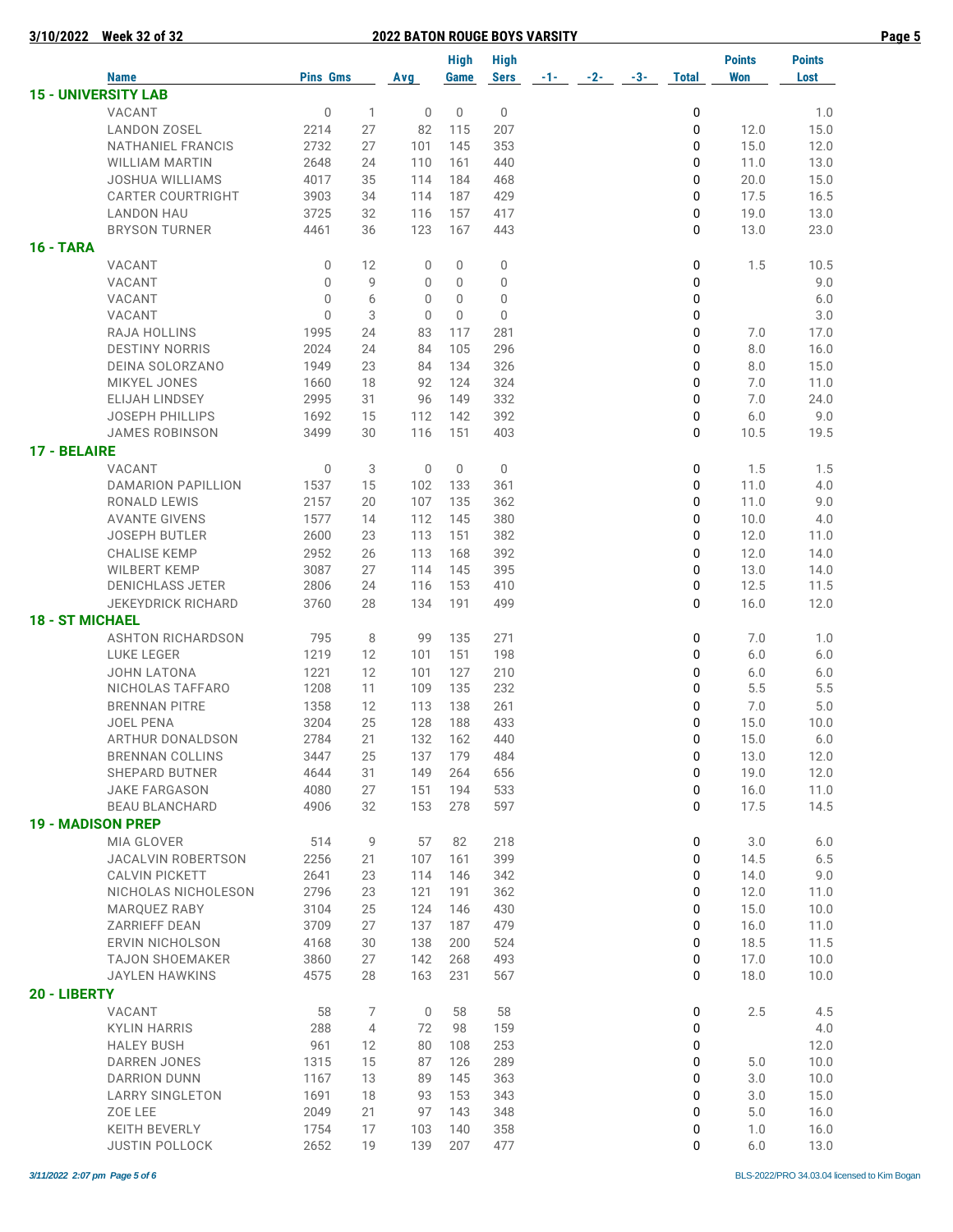**2022 BATON ROUGE BOYS VARSITY**

3/10/2022 Week 32 of 32

| Name | Pins | Gms | Avg | High Game | High Sers | -1- | -2- | -3- | Total | Points Won | Points Lost |
|---|---|---|---|---|---|---|---|---|---|---|---|
| **15 - UNIVERSITY LAB** | | | | | | | | | | | |
| VACANT | 0 | 1 | 0 | 0 | 0 | | | | 0 | | 1.0 |
| LANDON ZOSEL | 2214 | 27 | 82 | 115 | 207 | | | | 0 | 12.0 | 15.0 |
| NATHANIEL FRANCIS | 2732 | 27 | 101 | 145 | 353 | | | | 0 | 15.0 | 12.0 |
| WILLIAM MARTIN | 2648 | 24 | 110 | 161 | 440 | | | | 0 | 11.0 | 13.0 |
| JOSHUA WILLIAMS | 4017 | 35 | 114 | 184 | 468 | | | | 0 | 20.0 | 15.0 |
| CARTER COURTRIGHT | 3903 | 34 | 114 | 187 | 429 | | | | 0 | 17.5 | 16.5 |
| LANDON HAU | 3725 | 32 | 116 | 157 | 417 | | | | 0 | 19.0 | 13.0 |
| BRYSON TURNER | 4461 | 36 | 123 | 167 | 443 | | | | 0 | 13.0 | 23.0 |
| **16 - TARA** | | | | | | | | | | | |
| VACANT | 0 | 12 | 0 | 0 | 0 | | | | 0 | 1.5 | 10.5 |
| VACANT | 0 | 9 | 0 | 0 | 0 | | | | 0 | | 9.0 |
| VACANT | 0 | 6 | 0 | 0 | 0 | | | | 0 | | 6.0 |
| VACANT | 0 | 3 | 0 | 0 | 0 | | | | 0 | | 3.0 |
| RAJA HOLLINS | 1995 | 24 | 83 | 117 | 281 | | | | 0 | 7.0 | 17.0 |
| DESTINY NORRIS | 2024 | 24 | 84 | 105 | 296 | | | | 0 | 8.0 | 16.0 |
| DEINA SOLORZANO | 1949 | 23 | 84 | 134 | 326 | | | | 0 | 8.0 | 15.0 |
| MIKYEL JONES | 1660 | 18 | 92 | 124 | 324 | | | | 0 | 7.0 | 11.0 |
| ELIJAH LINDSEY | 2995 | 31 | 96 | 149 | 332 | | | | 0 | 7.0 | 24.0 |
| JOSEPH PHILLIPS | 1692 | 15 | 112 | 142 | 392 | | | | 0 | 6.0 | 9.0 |
| JAMES ROBINSON | 3499 | 30 | 116 | 151 | 403 | | | | 0 | 10.5 | 19.5 |
| **17 - BELAIRE** | | | | | | | | | | | |
| VACANT | 0 | 3 | 0 | 0 | 0 | | | | 0 | 1.5 | 1.5 |
| DAMARION PAPILLION | 1537 | 15 | 102 | 133 | 361 | | | | 0 | 11.0 | 4.0 |
| RONALD LEWIS | 2157 | 20 | 107 | 135 | 362 | | | | 0 | 11.0 | 9.0 |
| AVANTE GIVENS | 1577 | 14 | 112 | 145 | 380 | | | | 0 | 10.0 | 4.0 |
| JOSEPH BUTLER | 2600 | 23 | 113 | 151 | 382 | | | | 0 | 12.0 | 11.0 |
| CHALISE KEMP | 2952 | 26 | 113 | 168 | 392 | | | | 0 | 12.0 | 14.0 |
| WILBERT KEMP | 3087 | 27 | 114 | 145 | 395 | | | | 0 | 13.0 | 14.0 |
| DENICHLASS JETER | 2806 | 24 | 116 | 153 | 410 | | | | 0 | 12.5 | 11.5 |
| JEKEYDRICK RICHARD | 3760 | 28 | 134 | 191 | 499 | | | | 0 | 16.0 | 12.0 |
| **18 - ST MICHAEL** | | | | | | | | | | | |
| ASHTON RICHARDSON | 795 | 8 | 99 | 135 | 271 | | | | 0 | 7.0 | 1.0 |
| LUKE LEGER | 1219 | 12 | 101 | 151 | 198 | | | | 0 | 6.0 | 6.0 |
| JOHN LATONA | 1221 | 12 | 101 | 127 | 210 | | | | 0 | 6.0 | 6.0 |
| NICHOLAS TAFFARO | 1208 | 11 | 109 | 135 | 232 | | | | 0 | 5.5 | 5.5 |
| BRENNAN PITRE | 1358 | 12 | 113 | 138 | 261 | | | | 0 | 7.0 | 5.0 |
| JOEL PENA | 3204 | 25 | 128 | 188 | 433 | | | | 0 | 15.0 | 10.0 |
| ARTHUR DONALDSON | 2784 | 21 | 132 | 162 | 440 | | | | 0 | 15.0 | 6.0 |
| BRENNAN COLLINS | 3447 | 25 | 137 | 179 | 484 | | | | 0 | 13.0 | 12.0 |
| SHEPARD BUTNER | 4644 | 31 | 149 | 264 | 656 | | | | 0 | 19.0 | 12.0 |
| JAKE FARGASON | 4080 | 27 | 151 | 194 | 533 | | | | 0 | 16.0 | 11.0 |
| BEAU BLANCHARD | 4906 | 32 | 153 | 278 | 597 | | | | 0 | 17.5 | 14.5 |
| **19 - MADISON PREP** | | | | | | | | | | | |
| MIA GLOVER | 514 | 9 | 57 | 82 | 218 | | | | 0 | 3.0 | 6.0 |
| JACALVIN ROBERTSON | 2256 | 21 | 107 | 161 | 399 | | | | 0 | 14.5 | 6.5 |
| CALVIN PICKETT | 2641 | 23 | 114 | 146 | 342 | | | | 0 | 14.0 | 9.0 |
| NICHOLAS NICHOLESON | 2796 | 23 | 121 | 191 | 362 | | | | 0 | 12.0 | 11.0 |
| MARQUEZ RABY | 3104 | 25 | 124 | 146 | 430 | | | | 0 | 15.0 | 10.0 |
| ZARRIEFF DEAN | 3709 | 27 | 137 | 187 | 479 | | | | 0 | 16.0 | 11.0 |
| ERVIN NICHOLSON | 4168 | 30 | 138 | 200 | 524 | | | | 0 | 18.5 | 11.5 |
| TAJON SHOEMAKER | 3860 | 27 | 142 | 268 | 493 | | | | 0 | 17.0 | 10.0 |
| JAYLEN HAWKINS | 4575 | 28 | 163 | 231 | 567 | | | | 0 | 18.0 | 10.0 |
| **20 - LIBERTY** | | | | | | | | | | | |
| VACANT | 58 | 7 | 0 | 58 | 58 | | | | 0 | 2.5 | 4.5 |
| KYLIN HARRIS | 288 | 4 | 72 | 98 | 159 | | | | 0 | | 4.0 |
| HALEY BUSH | 961 | 12 | 80 | 108 | 253 | | | | 0 | | 12.0 |
| DARREN JONES | 1315 | 15 | 87 | 126 | 289 | | | | 0 | 5.0 | 10.0 |
| DARRION DUNN | 1167 | 13 | 89 | 145 | 363 | | | | 0 | 3.0 | 10.0 |
| LARRY SINGLETON | 1691 | 18 | 93 | 153 | 343 | | | | 0 | 3.0 | 15.0 |
| ZOE LEE | 2049 | 21 | 97 | 143 | 348 | | | | 0 | 5.0 | 16.0 |
| KEITH BEVERLY | 1754 | 17 | 103 | 140 | 358 | | | | 0 | 1.0 | 16.0 |
| JUSTIN POLLOCK | 2652 | 19 | 139 | 207 | 477 | | | | 0 | 6.0 | 13.0 |

*3/11/2022 2:07 pm*

BLS-2022/PRO 34.03.04 licensed to Kim Bogan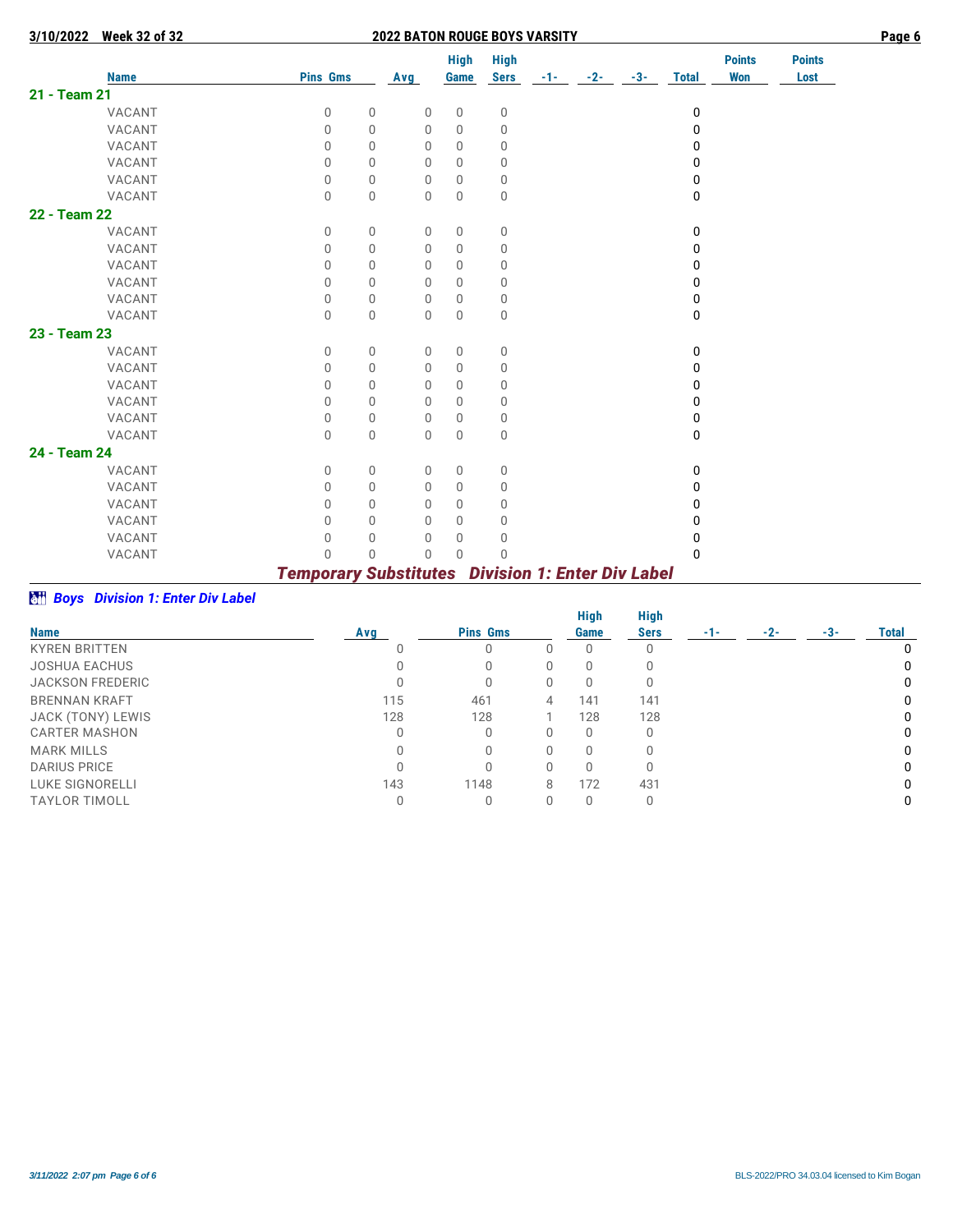| Name | Pins | Gms | Avg | High Game | High Sers | -1- | -2- | -3- | Total | Points Won | Points Lost |
|---|---|---|---|---|---|---|---|---|---|---|---|
| **21 - Team 21** | | | | | | | | | | | |
| VACANT | 0 | 0 | 0 | 0 | 0 | | | | 0 | | |
| VACANT | 0 | 0 | 0 | 0 | 0 | | | | 0 | | |
| VACANT | 0 | 0 | 0 | 0 | 0 | | | | 0 | | |
| VACANT | 0 | 0 | 0 | 0 | 0 | | | | 0 | | |
| VACANT | 0 | 0 | 0 | 0 | 0 | | | | 0 | | |
| VACANT | 0 | 0 | 0 | 0 | 0 | | | | 0 | | |
| **22 - Team 22** | | | | | | | | | | | |
| VACANT | 0 | 0 | 0 | 0 | 0 | | | | 0 | | |
| VACANT | 0 | 0 | 0 | 0 | 0 | | | | 0 | | |
| VACANT | 0 | 0 | 0 | 0 | 0 | | | | 0 | | |
| VACANT | 0 | 0 | 0 | 0 | 0 | | | | 0 | | |
| VACANT | 0 | 0 | 0 | 0 | 0 | | | | 0 | | |
| VACANT | 0 | 0 | 0 | 0 | 0 | | | | 0 | | |
| **23 - Team 23** | | | | | | | | | | | |
| VACANT | 0 | 0 | 0 | 0 | 0 | | | | 0 | | |
| VACANT | 0 | 0 | 0 | 0 | 0 | | | | 0 | | |
| VACANT | 0 | 0 | 0 | 0 | 0 | | | | 0 | | |
| VACANT | 0 | 0 | 0 | 0 | 0 | | | | 0 | | |
| VACANT | 0 | 0 | 0 | 0 | 0 | | | | 0 | | |
| VACANT | 0 | 0 | 0 | 0 | 0 | | | | 0 | | |
| **24 - Team 24** | | | | | | | | | | | |
| VACANT | 0 | 0 | 0 | 0 | 0 | | | | 0 | | |
| VACANT | 0 | 0 | 0 | 0 | 0 | | | | 0 | | |
| VACANT | 0 | 0 | 0 | 0 | 0 | | | | 0 | | |
| VACANT | 0 | 0 | 0 | 0 | 0 | | | | 0 | | |
| VACANT | 0 | 0 | 0 | 0 | 0 | | | | 0 | | |
| VACANT | 0 | 0 | 0 | 0 | 0 | | | | 0 | | |

## *Temporary Substitutes Division 1: Enter Div Label*

### *Boys Division 1: Enter Div Label*

| Name | Avg | Pins | Gms | High Game | High Sers | -1- | -2- | -3- | Total |
|---|---|---|---|---|---|---|---|---|---|
| KYREN BRITTEN | 0 | 0 | 0 | 0 | 0 | | | | 0 |
| JOSHUA EACHUS | 0 | 0 | 0 | 0 | 0 | | | | 0 |
| JACKSON FREDERIC | 0 | 0 | 0 | 0 | 0 | | | | 0 |
| BRENNAN KRAFT | 115 | 461 | 4 | 141 | 141 | | | | 0 |
| JACK (TONY) LEWIS | 128 | 128 | 1 | 128 | 128 | | | | 0 |
| CARTER MASHON | 0 | 0 | 0 | 0 | 0 | | | | 0 |
| MARK MILLS | 0 | 0 | 0 | 0 | 0 | | | | 0 |
| DARIUS PRICE | 0 | 0 | 0 | 0 | 0 | | | | 0 |
| LUKE SIGNORELLI | 143 | 1148 | 8 | 172 | 431 | | | | 0 |
| TAYLOR TIMOLL | 0 | 0 | 0 | 0 | 0 | | | | 0 |